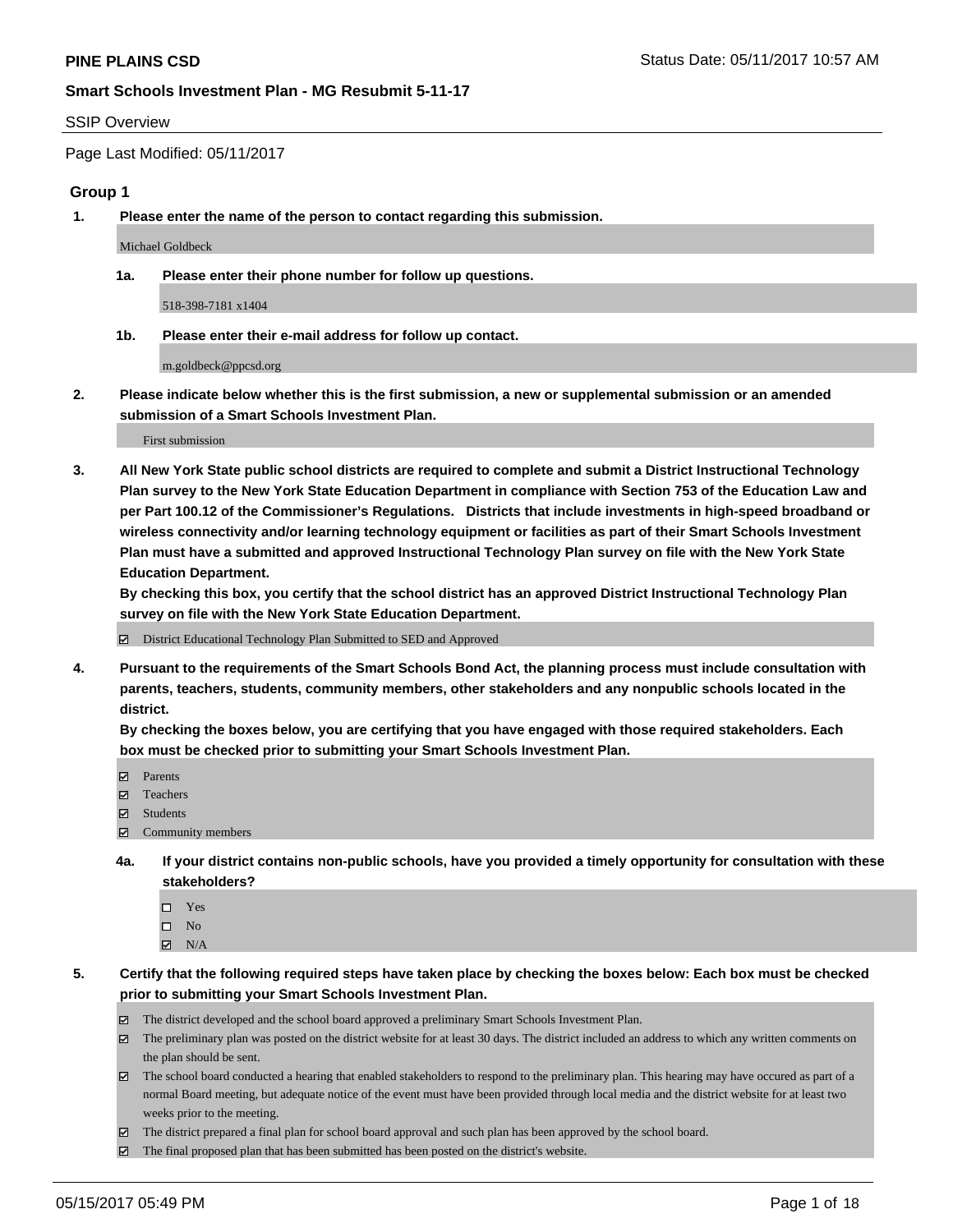# PINE PLAINS CSD

Status Date: 05/11/2017 10:57 AM

## Smart Schools Investment Plan - MG Resubmit 5-11-17

SSIP Overview

Page Last Modified: 05/11/2017

### Group 1

**1. Please enter the name of the person to contact regarding this submission.**

Michael Goldbeck

**1a. Please enter their phone number for follow up questions.**

518-398-7181 x1404

**1b. Please enter their e-mail address for follow up contact.**

m.goldbeck@ppcsd.org

**2. Please indicate below whether this is the first submission, a new or supplemental submission or an amended submission of a Smart Schools Investment Plan.**

First submission

**3. All New York State public school districts are required to complete and submit a District Instructional Technology Plan survey to the New York State Education Department in compliance with Section 753 of the Education Law and per Part 100.12 of the Commissioner's Regulations. Districts that include investments in high-speed broadband or wireless connectivity and/or learning technology equipment or facilities as part of their Smart Schools Investment Plan must have a submitted and approved Instructional Technology Plan survey on file with the New York State Education Department.**
**By checking this box, you certify that the school district has an approved District Instructional Technology Plan survey on file with the New York State Education Department.**

☑ District Educational Technology Plan Submitted to SED and Approved

**4. Pursuant to the requirements of the Smart Schools Bond Act, the planning process must include consultation with parents, teachers, students, community members, other stakeholders and any nonpublic schools located in the district.**
**By checking the boxes below, you are certifying that you have engaged with those required stakeholders. Each box must be checked prior to submitting your Smart Schools Investment Plan.**

☑ Parents
☑ Teachers
☑ Students
☑ Community members

**4a. If your district contains non-public schools, have you provided a timely opportunity for consultation with these stakeholders?**

☐ Yes
☐ No
☑ N/A

**5. Certify that the following required steps have taken place by checking the boxes below: Each box must be checked prior to submitting your Smart Schools Investment Plan.**

☑ The district developed and the school board approved a preliminary Smart Schools Investment Plan.
☑ The preliminary plan was posted on the district website for at least 30 days. The district included an address to which any written comments on the plan should be sent.
☑ The school board conducted a hearing that enabled stakeholders to respond to the preliminary plan. This hearing may have occured as part of a normal Board meeting, but adequate notice of the event must have been provided through local media and the district website for at least two weeks prior to the meeting.
☑ The district prepared a final plan for school board approval and such plan has been approved by the school board.
☑ The final proposed plan that has been submitted has been posted on the district's website.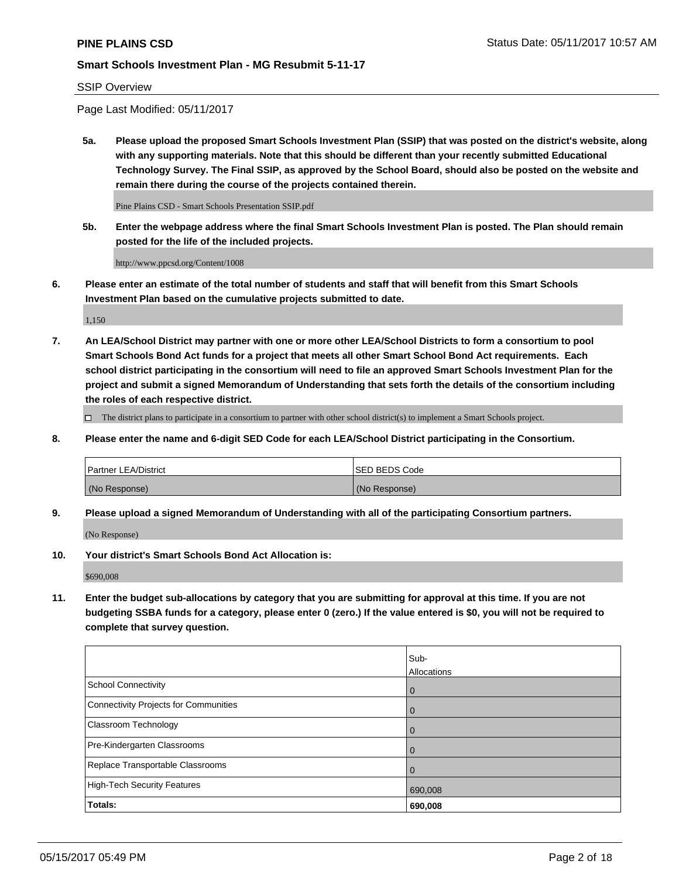SSIP Overview

Page Last Modified: 05/11/2017

**5a. Please upload the proposed Smart Schools Investment Plan (SSIP) that was posted on the district's website, along with any supporting materials. Note that this should be different than your recently submitted Educational Technology Survey. The Final SSIP, as approved by the School Board, should also be posted on the website and remain there during the course of the projects contained therein.**

Pine Plains CSD - Smart Schools Presentation SSIP.pdf

**5b. Enter the webpage address where the final Smart Schools Investment Plan is posted. The Plan should remain posted for the life of the included projects.**

http://www.ppcsd.org/Content/1008

**6. Please enter an estimate of the total number of students and staff that will benefit from this Smart Schools Investment Plan based on the cumulative projects submitted to date.**

1,150

**7. An LEA/School District may partner with one or more other LEA/School Districts to form a consortium to pool Smart Schools Bond Act funds for a project that meets all other Smart School Bond Act requirements. Each school district participating in the consortium will need to file an approved Smart Schools Investment Plan for the project and submit a signed Memorandum of Understanding that sets forth the details of the consortium including the roles of each respective district.**

☐ The district plans to participate in a consortium to partner with other school district(s) to implement a Smart Schools project.

**8. Please enter the name and 6-digit SED Code for each LEA/School District participating in the Consortium.**

| Partner LEA/District | SED BEDS Code |
|---|---|
| (No Response) | (No Response) |

**9. Please upload a signed Memorandum of Understanding with all of the participating Consortium partners.**

(No Response)

**10. Your district's Smart Schools Bond Act Allocation is:**

$690,008

**11. Enter the budget sub-allocations by category that you are submitting for approval at this time. If you are not budgeting SSBA funds for a category, please enter 0 (zero.) If the value entered is $0, you will not be required to complete that survey question.**

| | Sub-Allocations |
|---|---|
| School Connectivity | 0 |
| Connectivity Projects for Communities | 0 |
| Classroom Technology | 0 |
| Pre-Kindergarten Classrooms | 0 |
| Replace Transportable Classrooms | 0 |
| High-Tech Security Features | 690,008 |
| **Totals:** | **690,008** |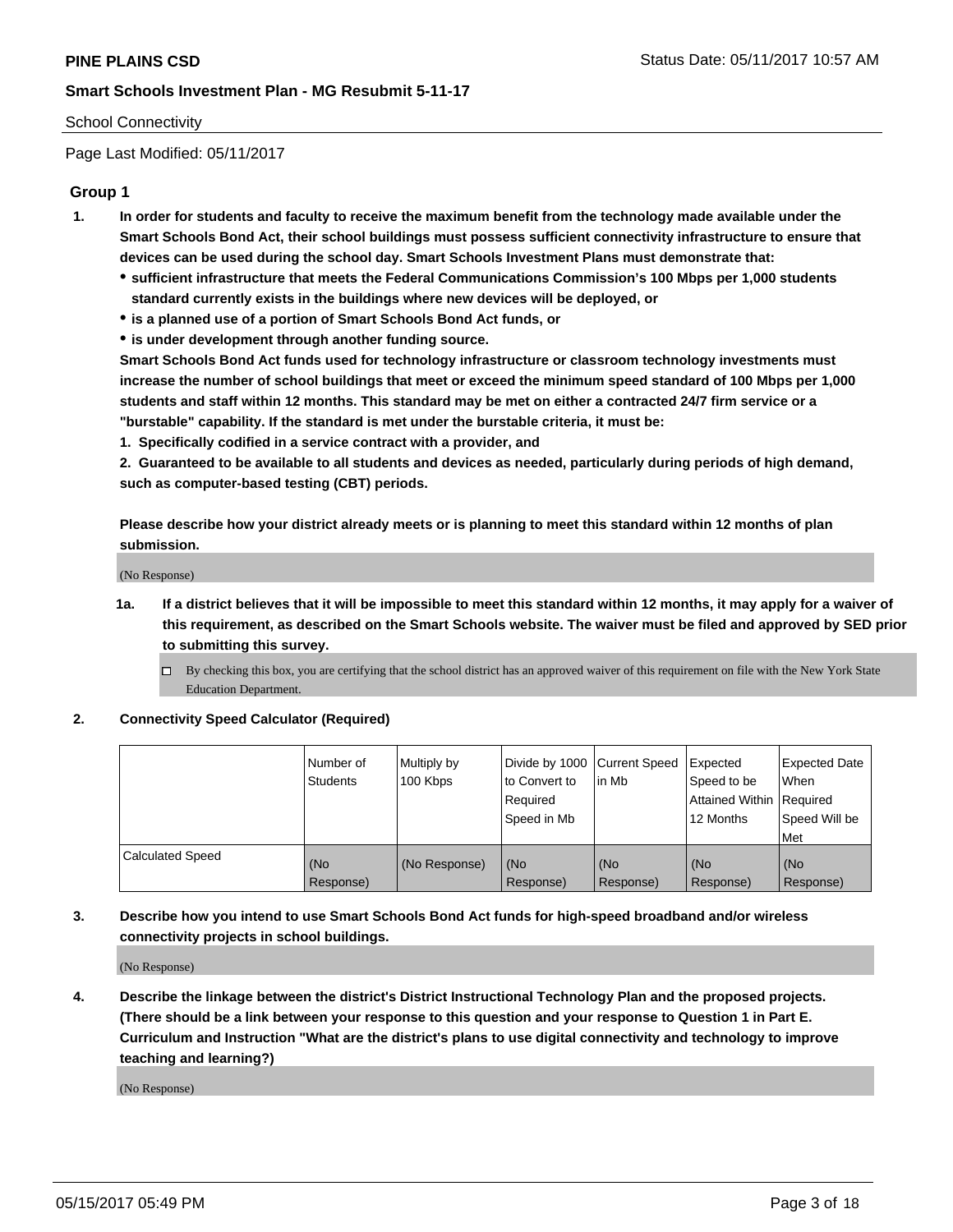School Connectivity

Page Last Modified: 05/11/2017

## Group 1

1. **In order for students and faculty to receive the maximum benefit from the technology made available under the Smart Schools Bond Act, their school buildings must possess sufficient connectivity infrastructure to ensure that devices can be used during the school day. Smart Schools Investment Plans must demonstrate that:**
   - **sufficient infrastructure that meets the Federal Communications Commission's 100 Mbps per 1,000 students standard currently exists in the buildings where new devices will be deployed, or**
   - **is a planned use of a portion of Smart Schools Bond Act funds, or**
   - **is under development through another funding source.**

   **Smart Schools Bond Act funds used for technology infrastructure or classroom technology investments must increase the number of school buildings that meet or exceed the minimum speed standard of 100 Mbps per 1,000 students and staff within 12 months. This standard may be met on either a contracted 24/7 firm service or a "burstable" capability. If the standard is met under the burstable criteria, it must be:**

   **1. Specifically codified in a service contract with a provider, and**

   **2. Guaranteed to be available to all students and devices as needed, particularly during periods of high demand, such as computer-based testing (CBT) periods.**

   **Please describe how your district already meets or is planning to meet this standard within 12 months of plan submission.**

   (No Response)

   1a. **If a district believes that it will be impossible to meet this standard within 12 months, it may apply for a waiver of this requirement, as described on the Smart Schools website. The waiver must be filed and approved by SED prior to submitting this survey.**

   ☐ By checking this box, you are certifying that the school district has an approved waiver of this requirement on file with the New York State Education Department.

2. **Connectivity Speed Calculator (Required)**

| | Number of Students | Multiply by 100 Kbps | Divide by 1000 to Convert to Required Speed in Mb | Current Speed in Mb | Expected Speed to be Attained Within 12 Months | Expected Date When Required Speed Will be Met |
|---|---|---|---|---|---|---|
| Calculated Speed | (No Response) | (No Response) | (No Response) | (No Response) | (No Response) | (No Response) |

3. **Describe how you intend to use Smart Schools Bond Act funds for high-speed broadband and/or wireless connectivity projects in school buildings.**

   (No Response)

4. **Describe the linkage between the district's District Instructional Technology Plan and the proposed projects. (There should be a link between your response to this question and your response to Question 1 in Part E. Curriculum and Instruction "What are the district's plans to use digital connectivity and technology to improve teaching and learning?)**

   (No Response)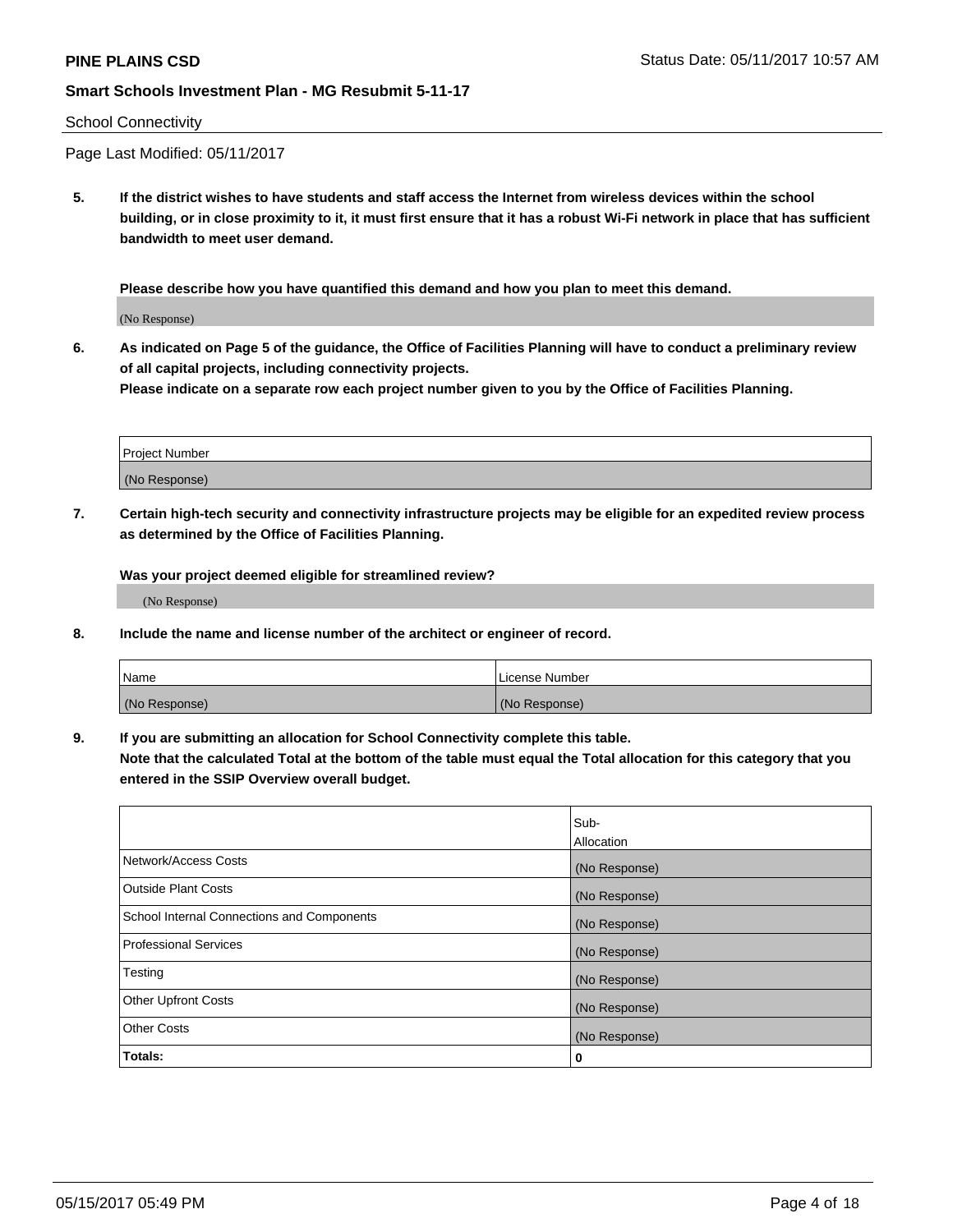School Connectivity

Page Last Modified: 05/11/2017

**5. If the district wishes to have students and staff access the Internet from wireless devices within the school building, or in close proximity to it, it must first ensure that it has a robust Wi-Fi network in place that has sufficient bandwidth to meet user demand.**

**Please describe how you have quantified this demand and how you plan to meet this demand.**

(No Response)

**6. As indicated on Page 5 of the guidance, the Office of Facilities Planning will have to conduct a preliminary review of all capital projects, including connectivity projects.**
**Please indicate on a separate row each project number given to you by the Office of Facilities Planning.**

| Project Number |
|---|
| (No Response) |

**7. Certain high-tech security and connectivity infrastructure projects may be eligible for an expedited review process as determined by the Office of Facilities Planning.**

**Was your project deemed eligible for streamlined review?**

(No Response)

**8. Include the name and license number of the architect or engineer of record.**

| Name | License Number |
|---|---|
| (No Response) | (No Response) |

**9. If you are submitting an allocation for School Connectivity complete this table.**
**Note that the calculated Total at the bottom of the table must equal the Total allocation for this category that you entered in the SSIP Overview overall budget.**

| | Sub-Allocation |
|---|---|
| Network/Access Costs | (No Response) |
| Outside Plant Costs | (No Response) |
| School Internal Connections and Components | (No Response) |
| Professional Services | (No Response) |
| Testing | (No Response) |
| Other Upfront Costs | (No Response) |
| Other Costs | (No Response) |
| **Totals:** | **0** |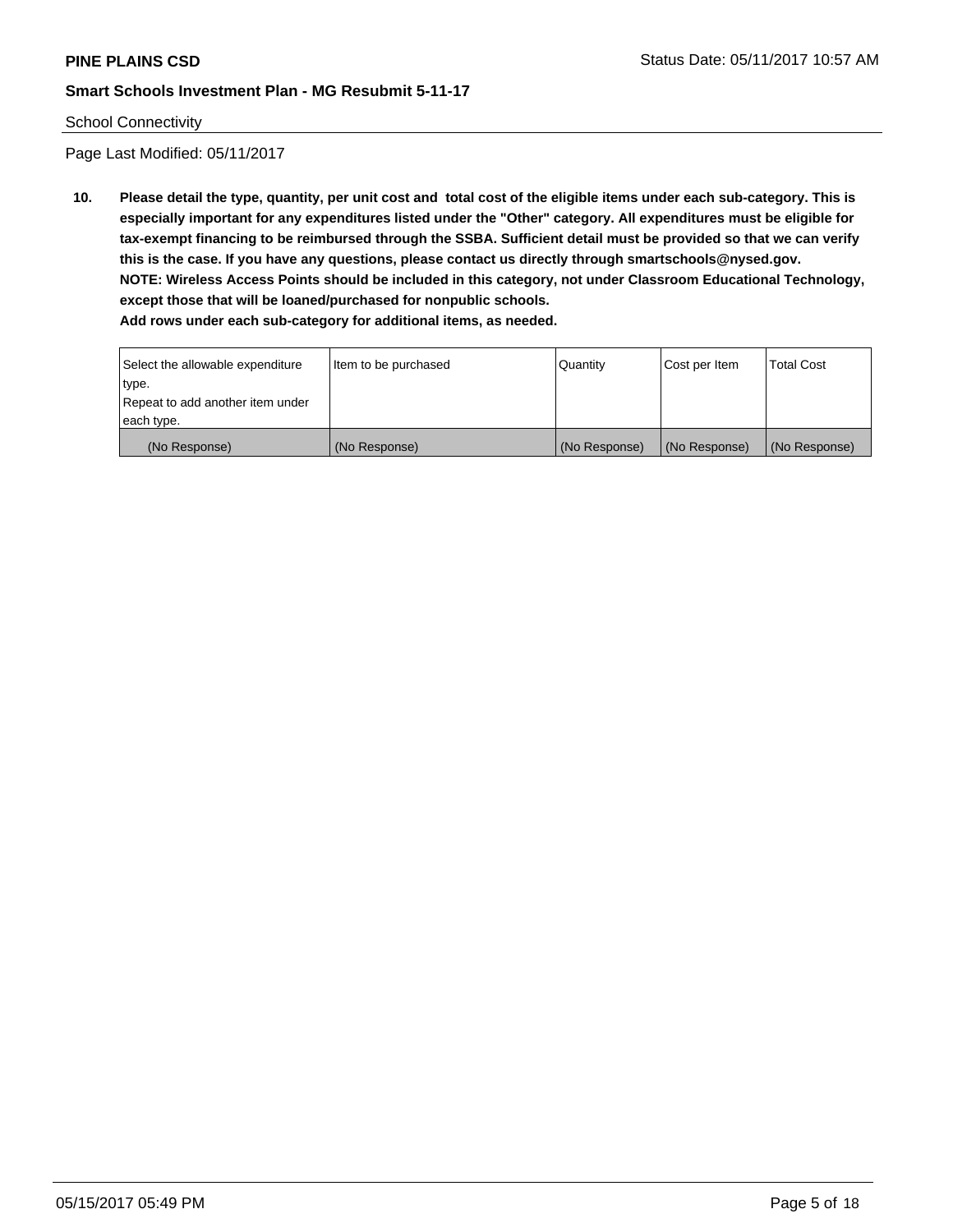School Connectivity

Page Last Modified: 05/11/2017

**10. Please detail the type, quantity, per unit cost and total cost of the eligible items under each sub-category. This is especially important for any expenditures listed under the "Other" category. All expenditures must be eligible for tax-exempt financing to be reimbursed through the SSBA. Sufficient detail must be provided so that we can verify this is the case. If you have any questions, please contact us directly through smartschools@nysed.gov.**
**NOTE: Wireless Access Points should be included in this category, not under Classroom Educational Technology, except those that will be loaned/purchased for nonpublic schools.**
**Add rows under each sub-category for additional items, as needed.**

| Select the allowable expenditure type. Repeat to add another item under each type. | Item to be purchased | Quantity | Cost per Item | Total Cost |
|---|---|---|---|---|
| (No Response) | (No Response) | (No Response) | (No Response) | (No Response) |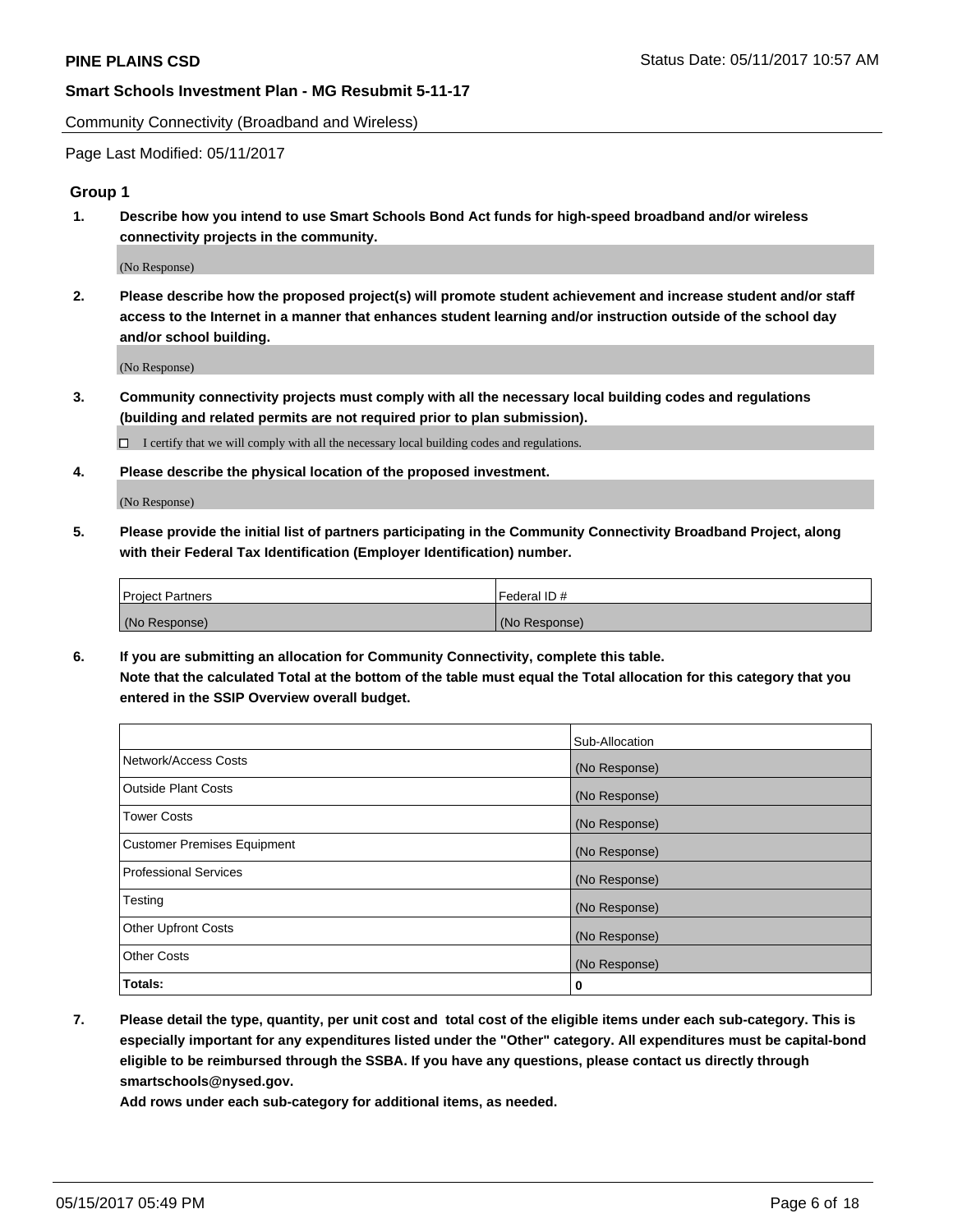Community Connectivity (Broadband and Wireless)

Page Last Modified: 05/11/2017

### Group 1

**1. Describe how you intend to use Smart Schools Bond Act funds for high-speed broadband and/or wireless connectivity projects in the community.**

(No Response)

**2. Please describe how the proposed project(s) will promote student achievement and increase student and/or staff access to the Internet in a manner that enhances student learning and/or instruction outside of the school day and/or school building.**

(No Response)

**3. Community connectivity projects must comply with all the necessary local building codes and regulations (building and related permits are not required prior to plan submission).**

☐ I certify that we will comply with all the necessary local building codes and regulations.

**4. Please describe the physical location of the proposed investment.**

(No Response)

**5. Please provide the initial list of partners participating in the Community Connectivity Broadband Project, along with their Federal Tax Identification (Employer Identification) number.**

| Project Partners | Federal ID # |
| --- | --- |
| (No Response) | (No Response) |

**6. If you are submitting an allocation for Community Connectivity, complete this table. Note that the calculated Total at the bottom of the table must equal the Total allocation for this category that you entered in the SSIP Overview overall budget.**

| | Sub-Allocation |
| --- | --- |
| Network/Access Costs | (No Response) |
| Outside Plant Costs | (No Response) |
| Tower Costs | (No Response) |
| Customer Premises Equipment | (No Response) |
| Professional Services | (No Response) |
| Testing | (No Response) |
| Other Upfront Costs | (No Response) |
| Other Costs | (No Response) |
| **Totals:** | **0** |

**7. Please detail the type, quantity, per unit cost and total cost of the eligible items under each sub-category. This is especially important for any expenditures listed under the "Other" category. All expenditures must be capital-bond eligible to be reimbursed through the SSBA. If you have any questions, please contact us directly through smartschools@nysed.gov.**

**Add rows under each sub-category for additional items, as needed.**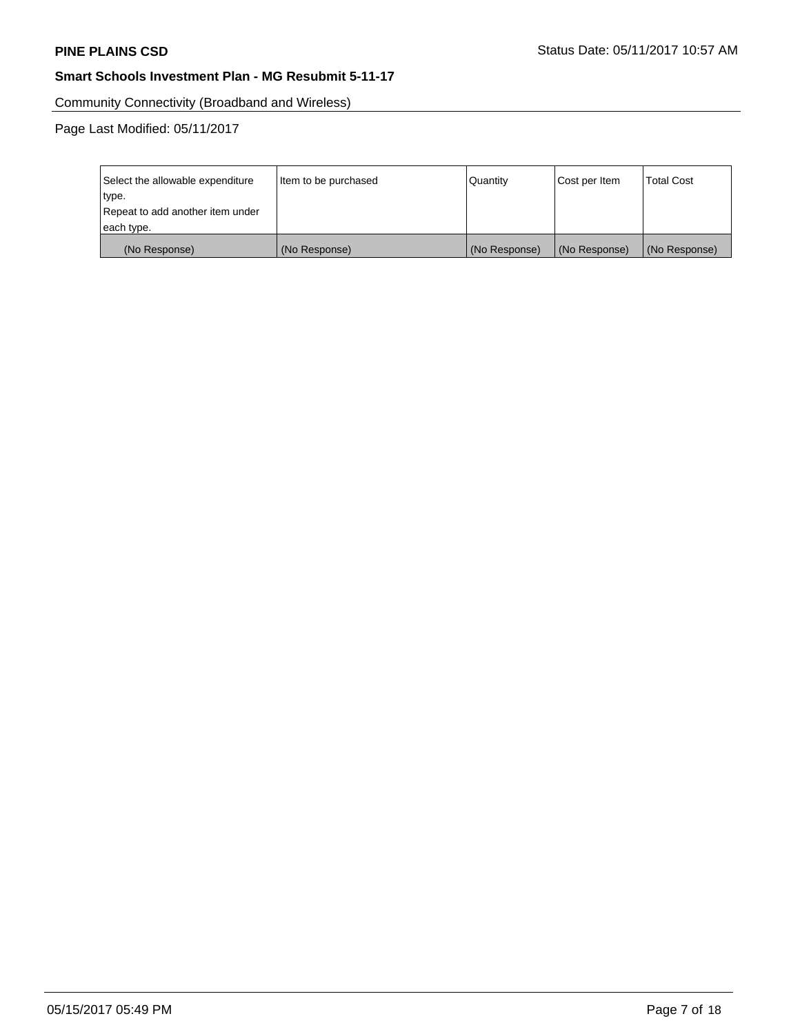Community Connectivity (Broadband and Wireless)

Page Last Modified: 05/11/2017

| Select the allowable expenditure type. Repeat to add another item under each type. | Item to be purchased | Quantity | Cost per Item | Total Cost |
|---|---|---|---|---|
| (No Response) | (No Response) | (No Response) | (No Response) | (No Response) |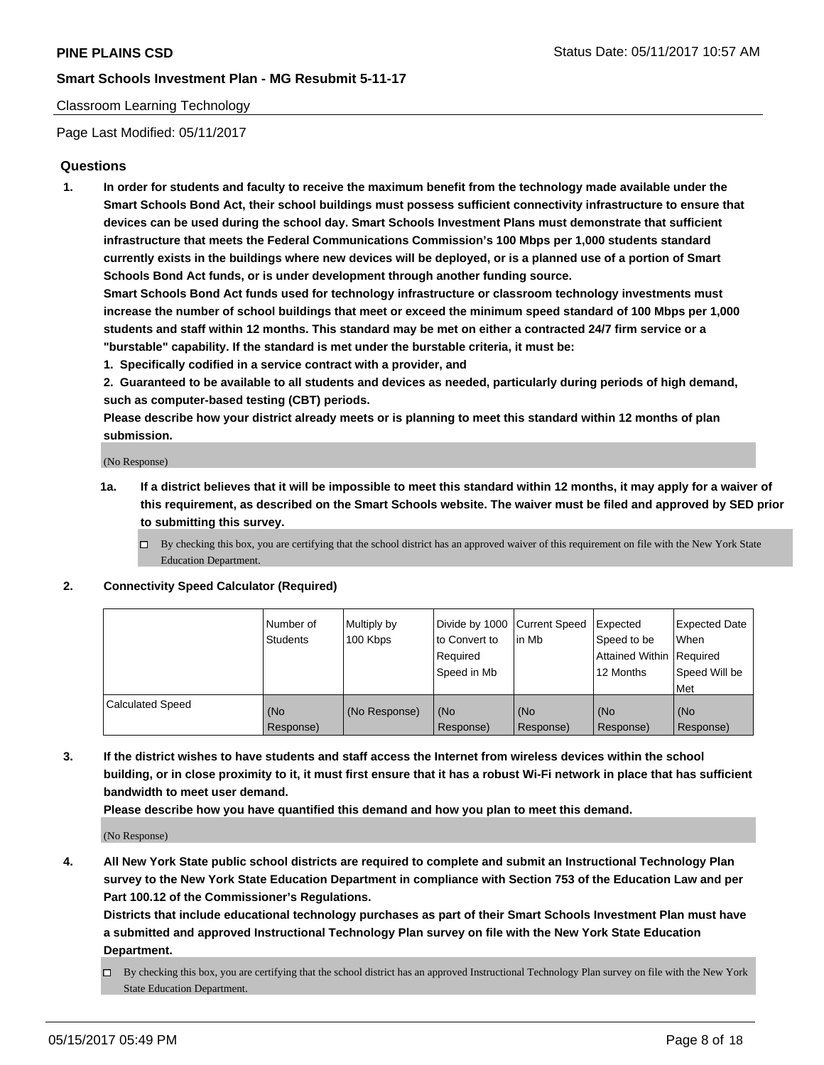Classroom Learning Technology

Page Last Modified: 05/11/2017

## Questions

1. **In order for students and faculty to receive the maximum benefit from the technology made available under the Smart Schools Bond Act, their school buildings must possess sufficient connectivity infrastructure to ensure that devices can be used during the school day. Smart Schools Investment Plans must demonstrate that sufficient infrastructure that meets the Federal Communications Commission's 100 Mbps per 1,000 students standard currently exists in the buildings where new devices will be deployed, or is a planned use of a portion of Smart Schools Bond Act funds, or is under development through another funding source.**

   **Smart Schools Bond Act funds used for technology infrastructure or classroom technology investments must increase the number of school buildings that meet or exceed the minimum speed standard of 100 Mbps per 1,000 students and staff within 12 months. This standard may be met on either a contracted 24/7 firm service or a "burstable" capability. If the standard is met under the burstable criteria, it must be:**

   **1. Specifically codified in a service contract with a provider, and**

   **2. Guaranteed to be available to all students and devices as needed, particularly during periods of high demand, such as computer-based testing (CBT) periods.**

   **Please describe how your district already meets or is planning to meet this standard within 12 months of plan submission.**

   (No Response)

   **1a. If a district believes that it will be impossible to meet this standard within 12 months, it may apply for a waiver of this requirement, as described on the Smart Schools website. The waiver must be filed and approved by SED prior to submitting this survey.**

   - ☐ By checking this box, you are certifying that the school district has an approved waiver of this requirement on file with the New York State Education Department.

2. **Connectivity Speed Calculator (Required)**

| | Number of Students | Multiply by 100 Kbps | Divide by 1000 to Convert to Required Speed in Mb | Current Speed in Mb | Expected Speed to be Attained Within 12 Months | Expected Date When Required Speed Will be Met |
|---|---|---|---|---|---|---|
| Calculated Speed | (No Response) | (No Response) | (No Response) | (No Response) | (No Response) | (No Response) |

3. **If the district wishes to have students and staff access the Internet from wireless devices within the school building, or in close proximity to it, it must first ensure that it has a robust Wi-Fi network in place that has sufficient bandwidth to meet user demand.**

   **Please describe how you have quantified this demand and how you plan to meet this demand.**

   (No Response)

4. **All New York State public school districts are required to complete and submit an Instructional Technology Plan survey to the New York State Education Department in compliance with Section 753 of the Education Law and per Part 100.12 of the Commissioner's Regulations.**

   **Districts that include educational technology purchases as part of their Smart Schools Investment Plan must have a submitted and approved Instructional Technology Plan survey on file with the New York State Education Department.**

   - ☐ By checking this box, you are certifying that the school district has an approved Instructional Technology Plan survey on file with the New York State Education Department.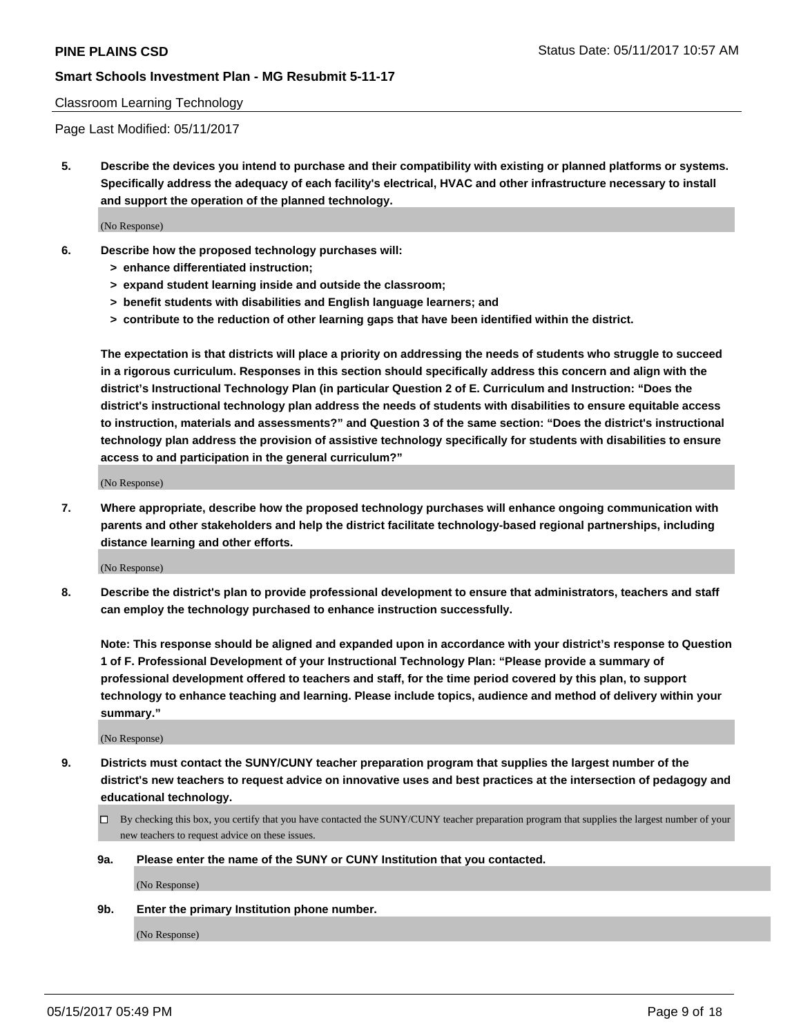Classroom Learning Technology

Page Last Modified: 05/11/2017

**5. Describe the devices you intend to purchase and their compatibility with existing or planned platforms or systems. Specifically address the adequacy of each facility's electrical, HVAC and other infrastructure necessary to install and support the operation of the planned technology.**

(No Response)

**6. Describe how the proposed technology purchases will:**
- **> enhance differentiated instruction;**
- **> expand student learning inside and outside the classroom;**
- **> benefit students with disabilities and English language learners; and**
- **> contribute to the reduction of other learning gaps that have been identified within the district.**

**The expectation is that districts will place a priority on addressing the needs of students who struggle to succeed in a rigorous curriculum. Responses in this section should specifically address this concern and align with the district's Instructional Technology Plan (in particular Question 2 of E. Curriculum and Instruction: "Does the district's instructional technology plan address the needs of students with disabilities to ensure equitable access to instruction, materials and assessments?" and Question 3 of the same section: "Does the district's instructional technology plan address the provision of assistive technology specifically for students with disabilities to ensure access to and participation in the general curriculum?"**

(No Response)

**7. Where appropriate, describe how the proposed technology purchases will enhance ongoing communication with parents and other stakeholders and help the district facilitate technology-based regional partnerships, including distance learning and other efforts.**

(No Response)

**8. Describe the district's plan to provide professional development to ensure that administrators, teachers and staff can employ the technology purchased to enhance instruction successfully.**

**Note: This response should be aligned and expanded upon in accordance with your district's response to Question 1 of F. Professional Development of your Instructional Technology Plan: "Please provide a summary of professional development offered to teachers and staff, for the time period covered by this plan, to support technology to enhance teaching and learning. Please include topics, audience and method of delivery within your summary."**

(No Response)

**9. Districts must contact the SUNY/CUNY teacher preparation program that supplies the largest number of the district's new teachers to request advice on innovative uses and best practices at the intersection of pedagogy and educational technology.**

☐ By checking this box, you certify that you have contacted the SUNY/CUNY teacher preparation program that supplies the largest number of your new teachers to request advice on these issues.

**9a. Please enter the name of the SUNY or CUNY Institution that you contacted.**

(No Response)

**9b. Enter the primary Institution phone number.**

(No Response)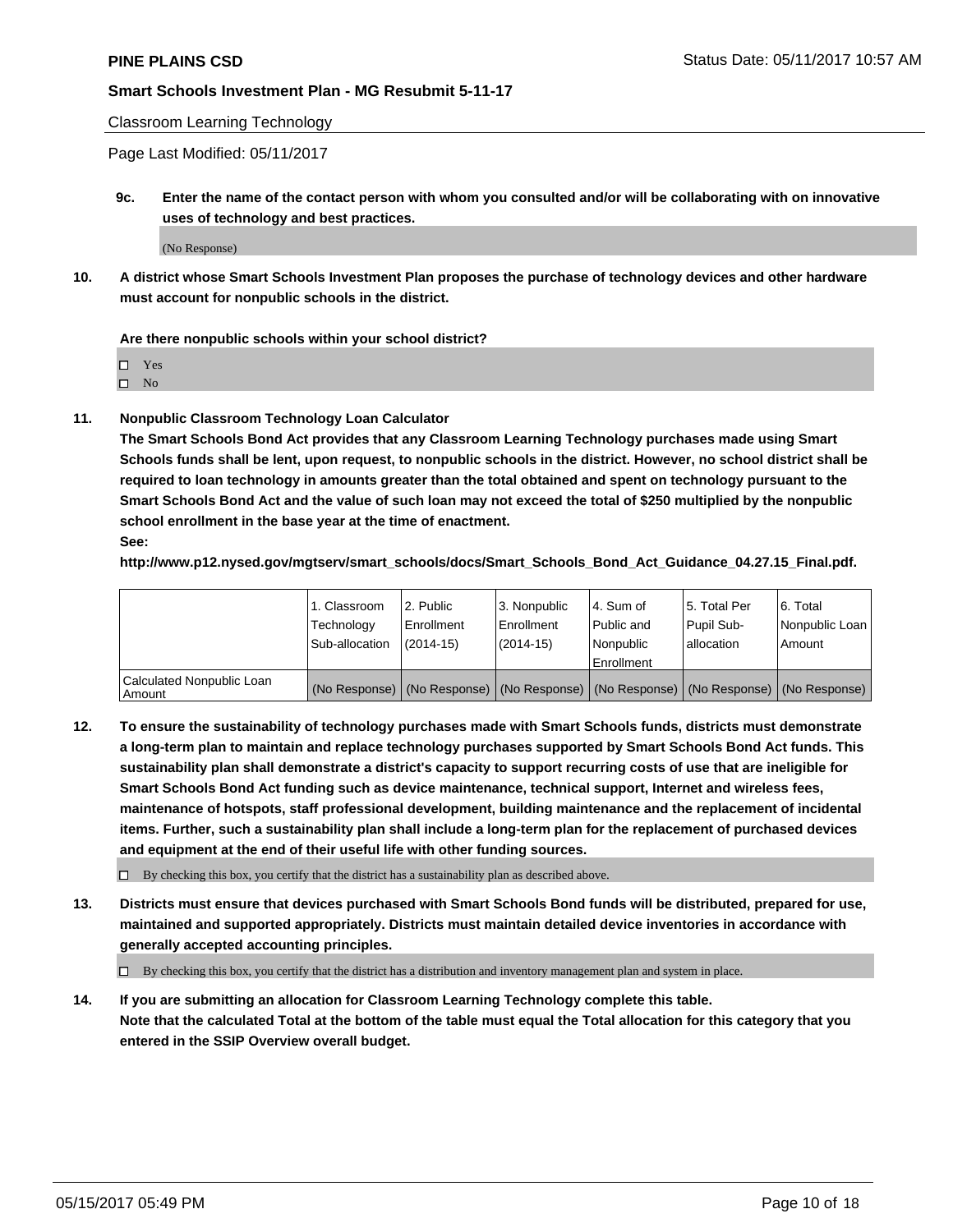Classroom Learning Technology

Page Last Modified: 05/11/2017

**9c. Enter the name of the contact person with whom you consulted and/or will be collaborating with on innovative uses of technology and best practices.**

(No Response)

**10. A district whose Smart Schools Investment Plan proposes the purchase of technology devices and other hardware must account for nonpublic schools in the district.**

**Are there nonpublic schools within your school district?**

- ☐ Yes
- ☐ No

**11. Nonpublic Classroom Technology Loan Calculator**

**The Smart Schools Bond Act provides that any Classroom Learning Technology purchases made using Smart Schools funds shall be lent, upon request, to nonpublic schools in the district. However, no school district shall be required to loan technology in amounts greater than the total obtained and spent on technology pursuant to the Smart Schools Bond Act and the value of such loan may not exceed the total of $250 multiplied by the nonpublic school enrollment in the base year at the time of enactment.**

**See:**

**http://www.p12.nysed.gov/mgtserv/smart_schools/docs/Smart_Schools_Bond_Act_Guidance_04.27.15_Final.pdf.**

| | 1. Classroom Technology Sub-allocation | 2. Public Enrollment (2014-15) | 3. Nonpublic Enrollment (2014-15) | 4. Sum of Public and Nonpublic Enrollment | 5. Total Per Pupil Sub-allocation | 6. Total Nonpublic Loan Amount |
|---|---|---|---|---|---|---|
| Calculated Nonpublic Loan Amount | (No Response) | (No Response) | (No Response) | (No Response) | (No Response) | (No Response) |

**12. To ensure the sustainability of technology purchases made with Smart Schools funds, districts must demonstrate a long-term plan to maintain and replace technology purchases supported by Smart Schools Bond Act funds. This sustainability plan shall demonstrate a district's capacity to support recurring costs of use that are ineligible for Smart Schools Bond Act funding such as device maintenance, technical support, Internet and wireless fees, maintenance of hotspots, staff professional development, building maintenance and the replacement of incidental items. Further, such a sustainability plan shall include a long-term plan for the replacement of purchased devices and equipment at the end of their useful life with other funding sources.**

☐ By checking this box, you certify that the district has a sustainability plan as described above.

**13. Districts must ensure that devices purchased with Smart Schools Bond funds will be distributed, prepared for use, maintained and supported appropriately. Districts must maintain detailed device inventories in accordance with generally accepted accounting principles.**

☐ By checking this box, you certify that the district has a distribution and inventory management plan and system in place.

**14. If you are submitting an allocation for Classroom Learning Technology complete this table. Note that the calculated Total at the bottom of the table must equal the Total allocation for this category that you entered in the SSIP Overview overall budget.**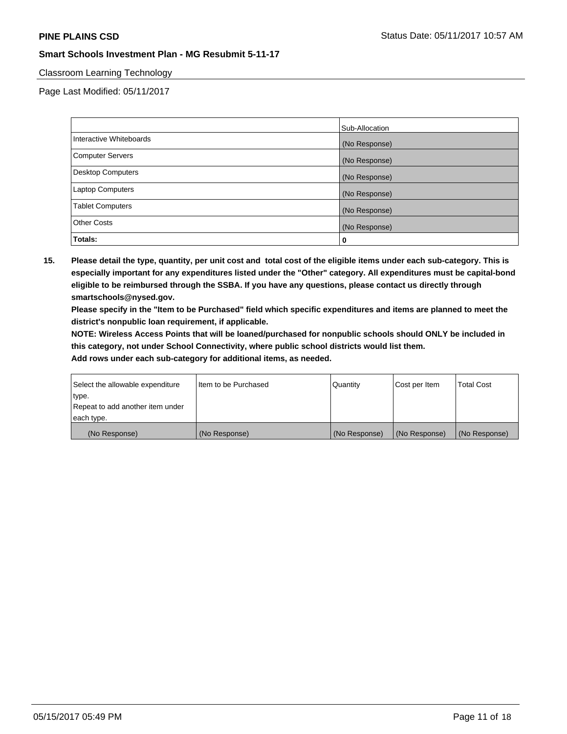## Classroom Learning Technology

Page Last Modified: 05/11/2017

| | Sub-Allocation |
|---|---|
| Interactive Whiteboards | (No Response) |
| Computer Servers | (No Response) |
| Desktop Computers | (No Response) |
| Laptop Computers | (No Response) |
| Tablet Computers | (No Response) |
| Other Costs | (No Response) |
| **Totals:** | **0** |

**15. Please detail the type, quantity, per unit cost and total cost of the eligible items under each sub-category. This is especially important for any expenditures listed under the "Other" category. All expenditures must be capital-bond eligible to be reimbursed through the SSBA. If you have any questions, please contact us directly through smartschools@nysed.gov.**

**Please specify in the "Item to be Purchased" field which specific expenditures and items are planned to meet the district's nonpublic loan requirement, if applicable.**

**NOTE: Wireless Access Points that will be loaned/purchased for nonpublic schools should ONLY be included in this category, not under School Connectivity, where public school districts would list them.**

**Add rows under each sub-category for additional items, as needed.**

| Select the allowable expenditure type. Repeat to add another item under each type. | Item to be Purchased | Quantity | Cost per Item | Total Cost |
|---|---|---|---|---|
| (No Response) | (No Response) | (No Response) | (No Response) | (No Response) |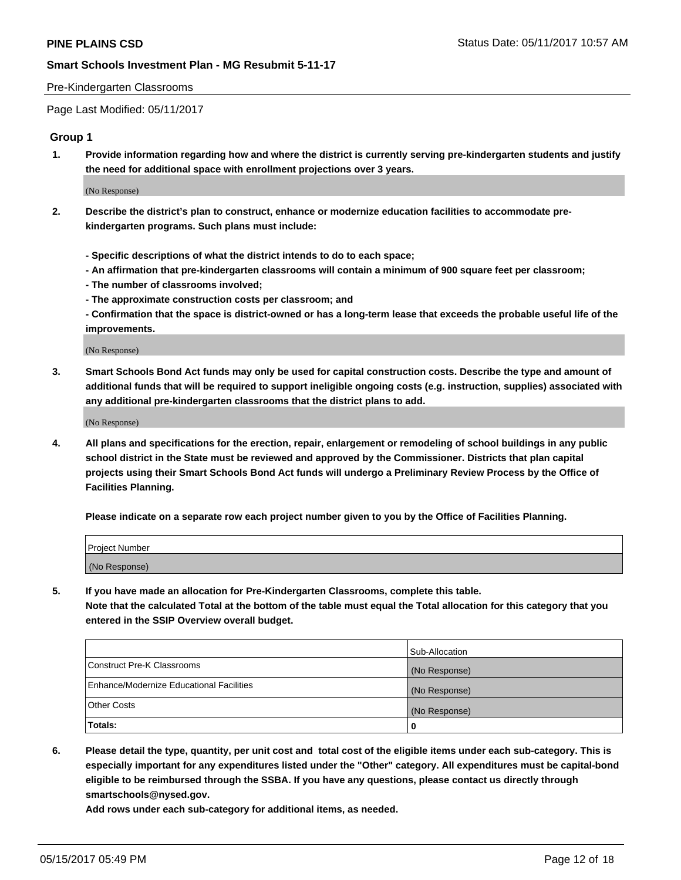Pre-Kindergarten Classrooms

Page Last Modified: 05/11/2017

### Group 1

**1. Provide information regarding how and where the district is currently serving pre-kindergarten students and justify the need for additional space with enrollment projections over 3 years.**

(No Response)

**2. Describe the district's plan to construct, enhance or modernize education facilities to accommodate pre-kindergarten programs. Such plans must include:**

**- Specific descriptions of what the district intends to do to each space;**
**- An affirmation that pre-kindergarten classrooms will contain a minimum of 900 square feet per classroom;**
**- The number of classrooms involved;**
**- The approximate construction costs per classroom; and**
**- Confirmation that the space is district-owned or has a long-term lease that exceeds the probable useful life of the improvements.**

(No Response)

**3. Smart Schools Bond Act funds may only be used for capital construction costs. Describe the type and amount of additional funds that will be required to support ineligible ongoing costs (e.g. instruction, supplies) associated with any additional pre-kindergarten classrooms that the district plans to add.**

(No Response)

**4. All plans and specifications for the erection, repair, enlargement or remodeling of school buildings in any public school district in the State must be reviewed and approved by the Commissioner. Districts that plan capital projects using their Smart Schools Bond Act funds will undergo a Preliminary Review Process by the Office of Facilities Planning.**

**Please indicate on a separate row each project number given to you by the Office of Facilities Planning.**

| Project Number |
|---|
| (No Response) |

**5. If you have made an allocation for Pre-Kindergarten Classrooms, complete this table.**
**Note that the calculated Total at the bottom of the table must equal the Total allocation for this category that you entered in the SSIP Overview overall budget.**

| | Sub-Allocation |
|---|---|
| Construct Pre-K Classrooms | (No Response) |
| Enhance/Modernize Educational Facilities | (No Response) |
| Other Costs | (No Response) |
| **Totals:** | **0** |

**6. Please detail the type, quantity, per unit cost and total cost of the eligible items under each sub-category. This is especially important for any expenditures listed under the "Other" category. All expenditures must be capital-bond eligible to be reimbursed through the SSBA. If you have any questions, please contact us directly through smartschools@nysed.gov.**
**Add rows under each sub-category for additional items, as needed.**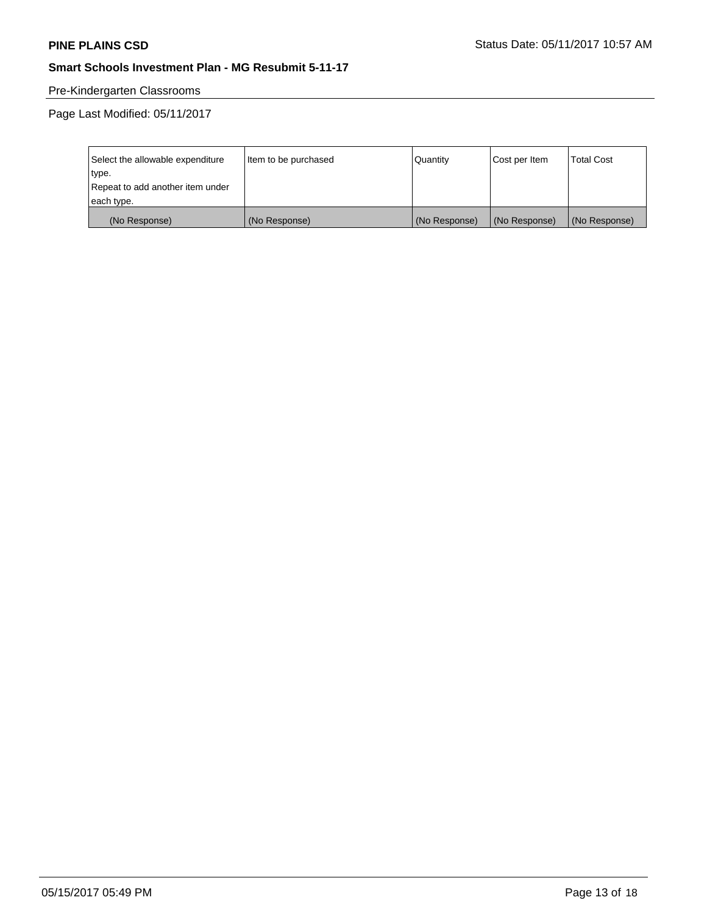**PINE PLAINS CSD** Status Date: 05/11/2017 10:57 AM

**Smart Schools Investment Plan - MG Resubmit 5-11-17**

Pre-Kindergarten Classrooms

Page Last Modified: 05/11/2017

| Select the allowable expenditure type. Repeat to add another item under each type. | Item to be purchased | Quantity | Cost per Item | Total Cost |
|---|---|---|---|---|
| (No Response) | (No Response) | (No Response) | (No Response) | (No Response) |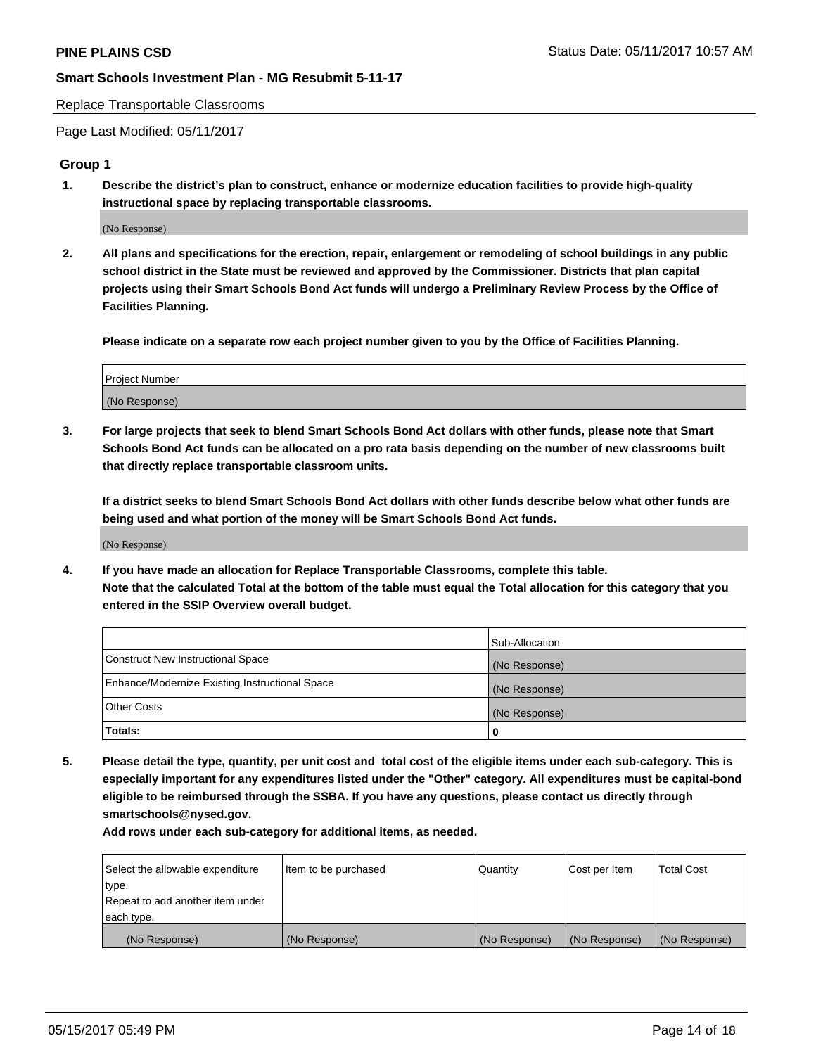Replace Transportable Classrooms

Page Last Modified: 05/11/2017

## Group 1

**1. Describe the district's plan to construct, enhance or modernize education facilities to provide high-quality instructional space by replacing transportable classrooms.**

(No Response)

**2. All plans and specifications for the erection, repair, enlargement or remodeling of school buildings in any public school district in the State must be reviewed and approved by the Commissioner. Districts that plan capital projects using their Smart Schools Bond Act funds will undergo a Preliminary Review Process by the Office of Facilities Planning.**

**Please indicate on a separate row each project number given to you by the Office of Facilities Planning.**

| Project Number |
| --- |
| (No Response) |

**3. For large projects that seek to blend Smart Schools Bond Act dollars with other funds, please note that Smart Schools Bond Act funds can be allocated on a pro rata basis depending on the number of new classrooms built that directly replace transportable classroom units.**

**If a district seeks to blend Smart Schools Bond Act dollars with other funds describe below what other funds are being used and what portion of the money will be Smart Schools Bond Act funds.**

(No Response)

**4. If you have made an allocation for Replace Transportable Classrooms, complete this table. Note that the calculated Total at the bottom of the table must equal the Total allocation for this category that you entered in the SSIP Overview overall budget.**

| | Sub-Allocation |
| --- | --- |
| Construct New Instructional Space | (No Response) |
| Enhance/Modernize Existing Instructional Space | (No Response) |
| Other Costs | (No Response) |
| **Totals:** | **0** |

**5. Please detail the type, quantity, per unit cost and total cost of the eligible items under each sub-category. This is especially important for any expenditures listed under the "Other" category. All expenditures must be capital-bond eligible to be reimbursed through the SSBA. If you have any questions, please contact us directly through smartschools@nysed.gov.**

**Add rows under each sub-category for additional items, as needed.**

| Select the allowable expenditure type. Repeat to add another item under each type. | Item to be purchased | Quantity | Cost per Item | Total Cost |
| --- | --- | --- | --- | --- |
| (No Response) | (No Response) | (No Response) | (No Response) | (No Response) |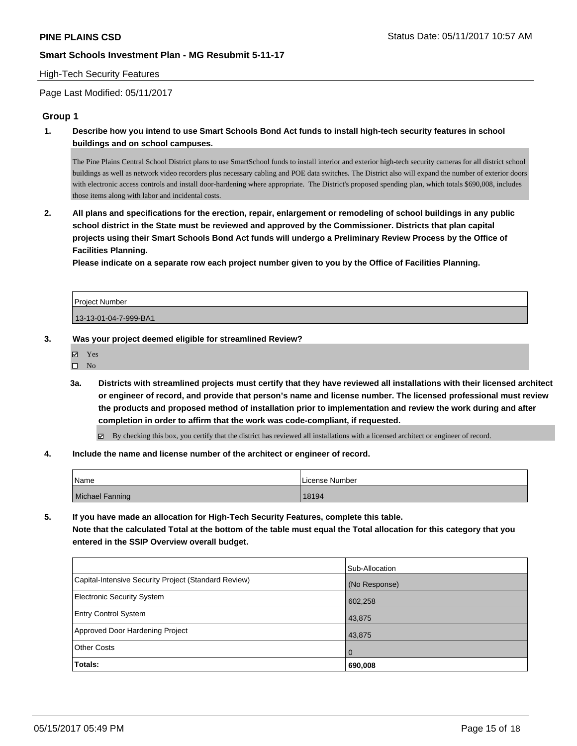**PINE PLAINS CSD**

**Smart Schools Investment Plan - MG Resubmit 5-11-17**

High-Tech Security Features

Page Last Modified: 05/11/2017

## Group 1

**1. Describe how you intend to use Smart Schools Bond Act funds to install high-tech security features in school buildings and on school campuses.**

The Pine Plains Central School District plans to use SmartSchool funds to install interior and exterior high-tech security cameras for all district school buildings as well as network video recorders plus necessary cabling and POE data switches. The District also will expand the number of exterior doors with electronic access controls and install door-hardening where appropriate. The District's proposed spending plan, which totals $690,008, includes those items along with labor and incidental costs.

**2. All plans and specifications for the erection, repair, enlargement or remodeling of school buildings in any public school district in the State must be reviewed and approved by the Commissioner. Districts that plan capital projects using their Smart Schools Bond Act funds will undergo a Preliminary Review Process by the Office of Facilities Planning.**
**Please indicate on a separate row each project number given to you by the Office of Facilities Planning.**

| Project Number |
| --- |
| 13-13-01-04-7-999-BA1 |

**3. Was your project deemed eligible for streamlined Review?**

- ☑ Yes
- ☐ No

**3a. Districts with streamlined projects must certify that they have reviewed all installations with their licensed architect or engineer of record, and provide that person's name and license number. The licensed professional must review the products and proposed method of installation prior to implementation and review the work during and after completion in order to affirm that the work was code-compliant, if requested.**

☑ By checking this box, you certify that the district has reviewed all installations with a licensed architect or engineer of record.

**4. Include the name and license number of the architect or engineer of record.**

| Name | License Number |
| --- | --- |
| Michael Fanning | 18194 |

**5. If you have made an allocation for High-Tech Security Features, complete this table.**
**Note that the calculated Total at the bottom of the table must equal the Total allocation for this category that you entered in the SSIP Overview overall budget.**

| | Sub-Allocation |
| --- | --- |
| Capital-Intensive Security Project (Standard Review) | (No Response) |
| Electronic Security System | 602,258 |
| Entry Control System | 43,875 |
| Approved Door Hardening Project | 43,875 |
| Other Costs | 0 |
| **Totals:** | **690,008** |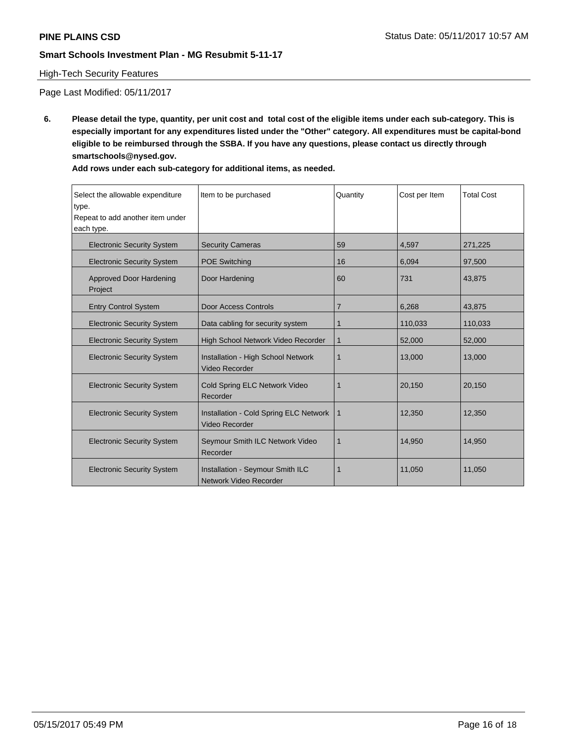High-Tech Security Features

Page Last Modified: 05/11/2017

**6. Please detail the type, quantity, per unit cost and total cost of the eligible items under each sub-category. This is especially important for any expenditures listed under the "Other" category. All expenditures must be capital-bond eligible to be reimbursed through the SSBA. If you have any questions, please contact us directly through smartschools@nysed.gov.**

**Add rows under each sub-category for additional items, as needed.**

| Select the allowable expenditure type. Repeat to add another item under each type. | Item to be purchased | Quantity | Cost per Item | Total Cost |
|---|---|---|---|---|
| Electronic Security System | Security Cameras | 59 | 4,597 | 271,225 |
| Electronic Security System | POE Switching | 16 | 6,094 | 97,500 |
| Approved Door Hardening Project | Door Hardening | 60 | 731 | 43,875 |
| Entry Control System | Door Access Controls | 7 | 6,268 | 43,875 |
| Electronic Security System | Data cabling for security system | 1 | 110,033 | 110,033 |
| Electronic Security System | High School Network Video Recorder | 1 | 52,000 | 52,000 |
| Electronic Security System | Installation - High School Network Video Recorder | 1 | 13,000 | 13,000 |
| Electronic Security System | Cold Spring ELC Network Video Recorder | 1 | 20,150 | 20,150 |
| Electronic Security System | Installation - Cold Spring ELC Network Video Recorder | 1 | 12,350 | 12,350 |
| Electronic Security System | Seymour Smith ILC Network Video Recorder | 1 | 14,950 | 14,950 |
| Electronic Security System | Installation - Seymour Smith ILC Network Video Recorder | 1 | 11,050 | 11,050 |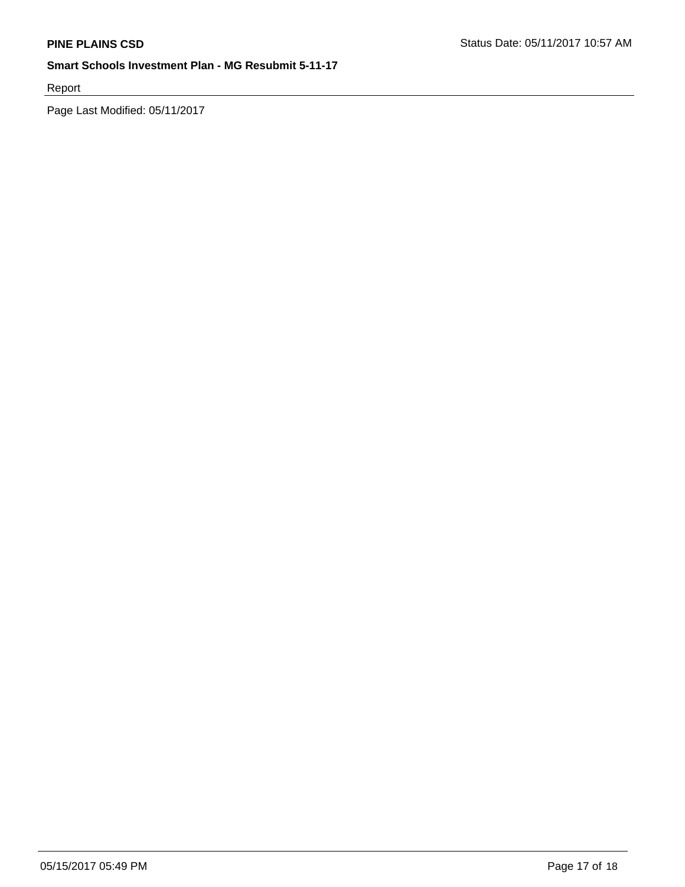Report

Page Last Modified: 05/11/2017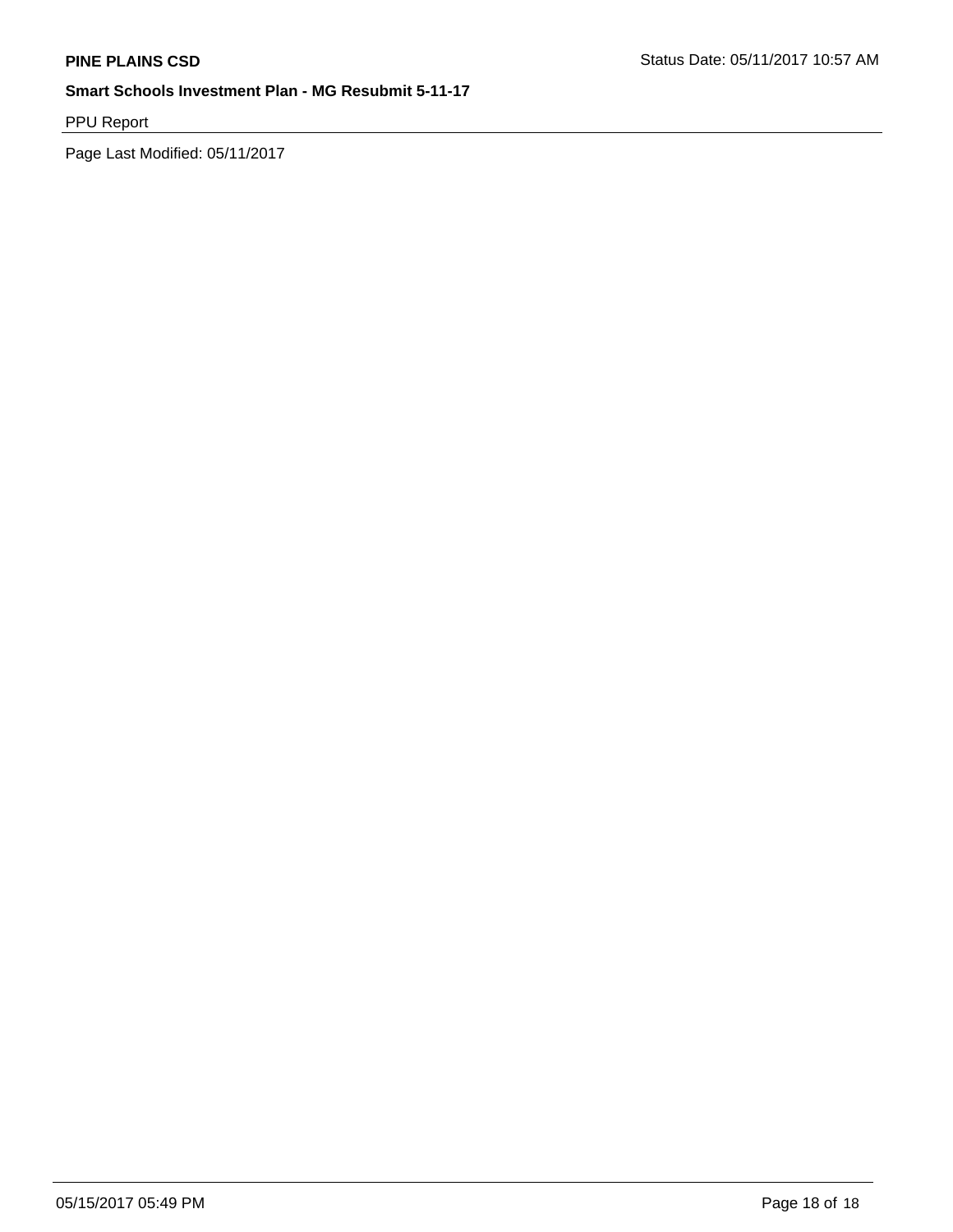Page Last Modified: 05/11/2017